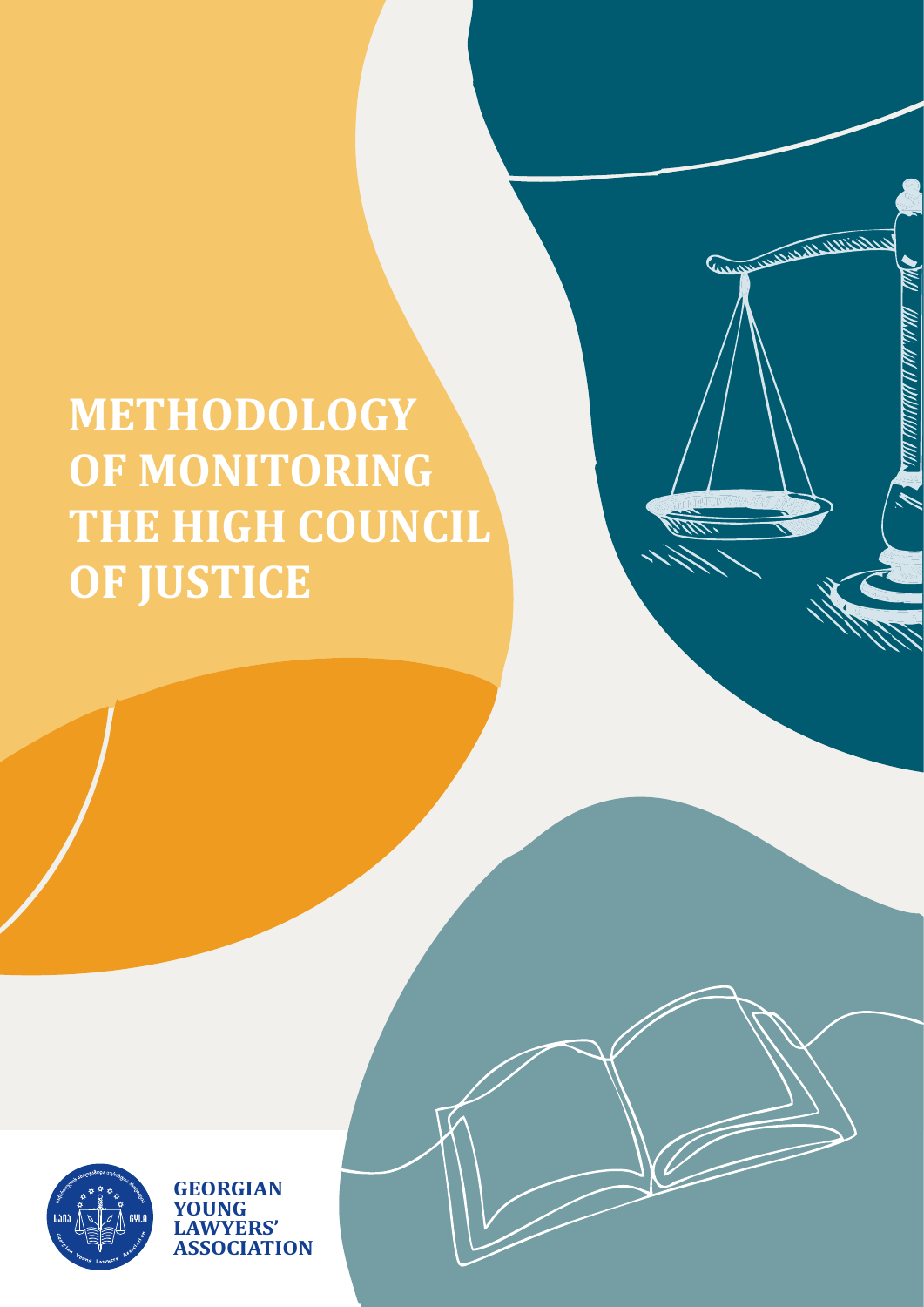# METHODOLOGY OF MONITORING THE HIGH COUNCIL OF JUSTICE

**GEORGIAN YOUNG LAWYERS' ASSOCIATION**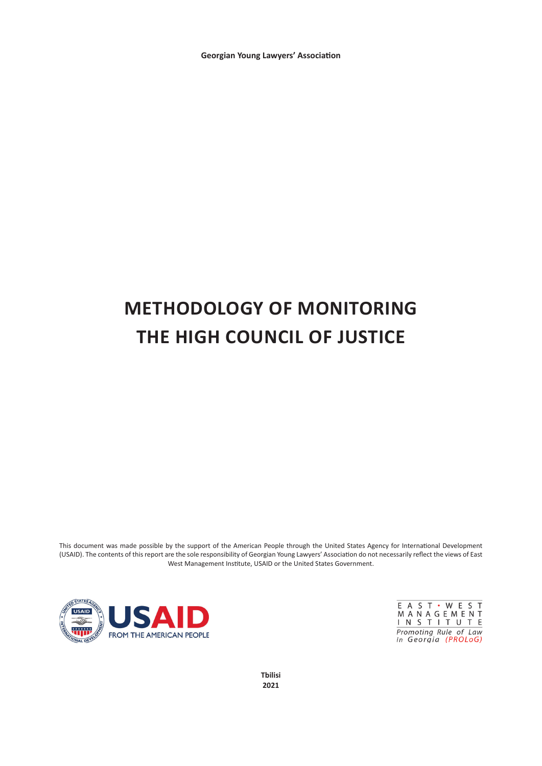Georgian Young Lawyers' Association

# METHODOLOGY OF MONITORING THE HIGH COUNCIL OF JUSTICE

This document was made possible by the support of the American People through the United States Agency for International Development (USAID). The contents of this report are the sole responsibility of Georgian Young Lawyers' Association do not necessarily reflect the views of East West Management Institute, USAID or the United States Government.

USAID FROM THE AMERICAN PEOPLE

EAST · WEST MANAGEMENT INSTITUTE
Promoting Rule of Law in Georgia (PROLoG)

Tbilisi
2021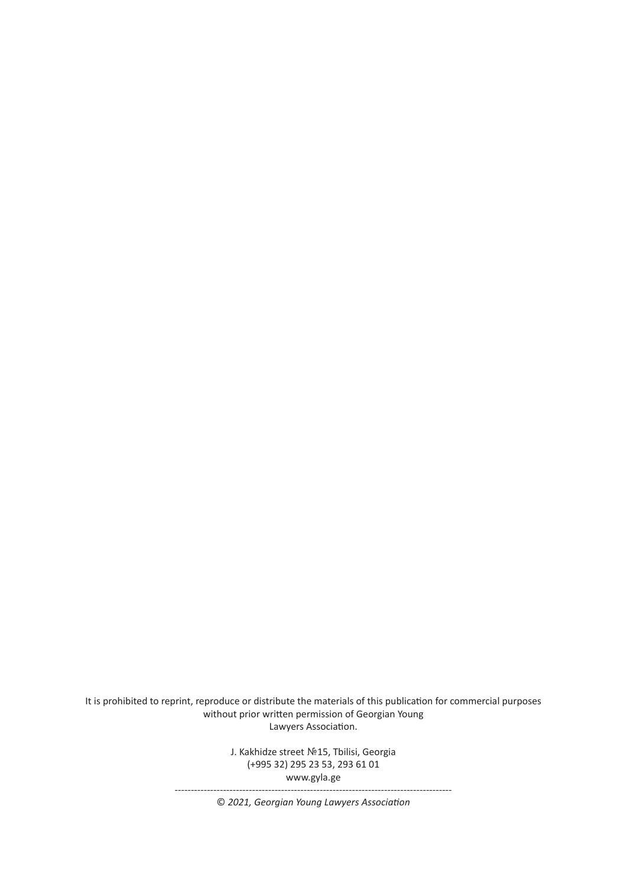It is prohibited to reprint, reproduce or distribute the materials of this publication for commercial purposes without prior written permission of Georgian Young Lawyers Association.

J. Kakhidze street №15, Tbilisi, Georgia
(+995 32) 295 23 53, 293 61 01
www.gyla.ge

---

*© 2021, Georgian Young Lawyers Association*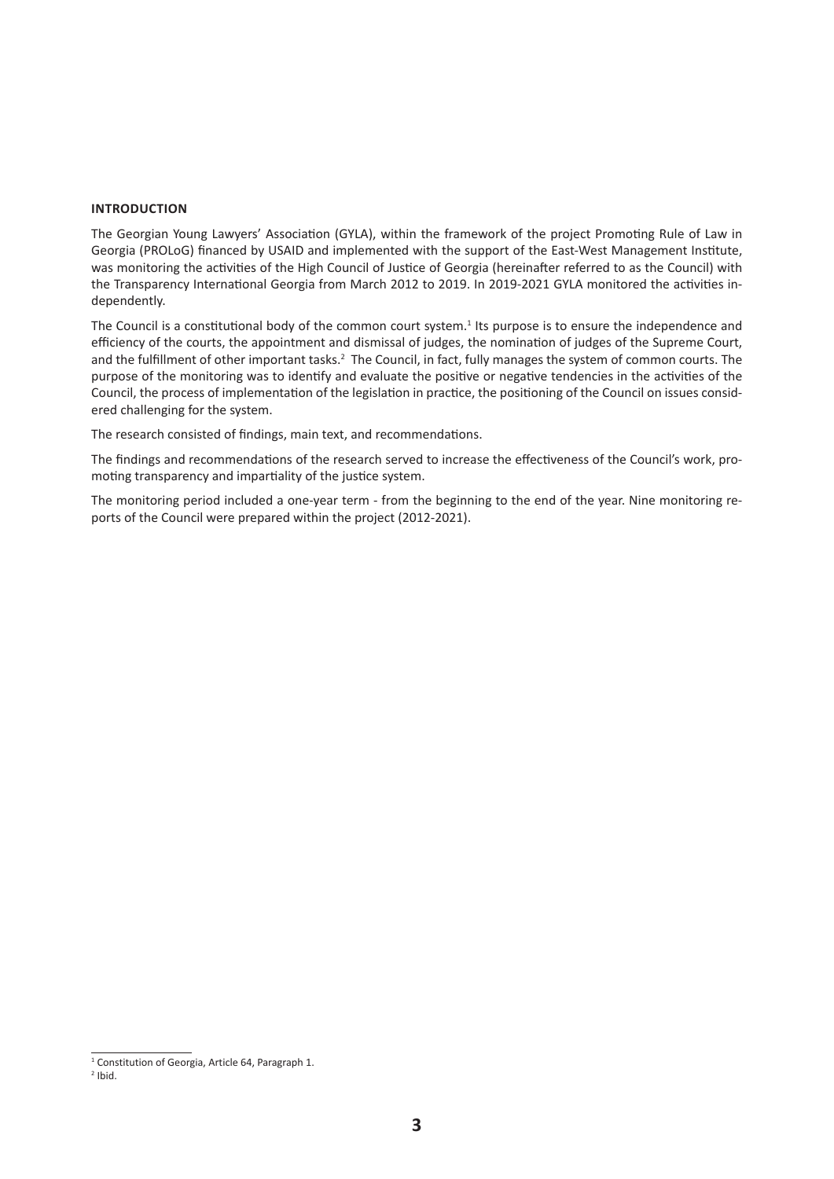## INTRODUCTION

The Georgian Young Lawyers' Association (GYLA), within the framework of the project Promoting Rule of Law in Georgia (PROLoG) financed by USAID and implemented with the support of the East-West Management Institute, was monitoring the activities of the High Council of Justice of Georgia (hereinafter referred to as the Council) with the Transparency International Georgia from March 2012 to 2019. In 2019-2021 GYLA monitored the activities independently.

The Council is a constitutional body of the common court system.[1] Its purpose is to ensure the independence and efficiency of the courts, the appointment and dismissal of judges, the nomination of judges of the Supreme Court, and the fulfillment of other important tasks.[2] The Council, in fact, fully manages the system of common courts. The purpose of the monitoring was to identify and evaluate the positive or negative tendencies in the activities of the Council, the process of implementation of the legislation in practice, the positioning of the Council on issues considered challenging for the system.

The research consisted of findings, main text, and recommendations.

The findings and recommendations of the research served to increase the effectiveness of the Council's work, promoting transparency and impartiality of the justice system.

The monitoring period included a one-year term - from the beginning to the end of the year. Nine monitoring reports of the Council were prepared within the project (2012-2021).

---

[1] Constitution of Georgia, Article 64, Paragraph 1.

[2] Ibid.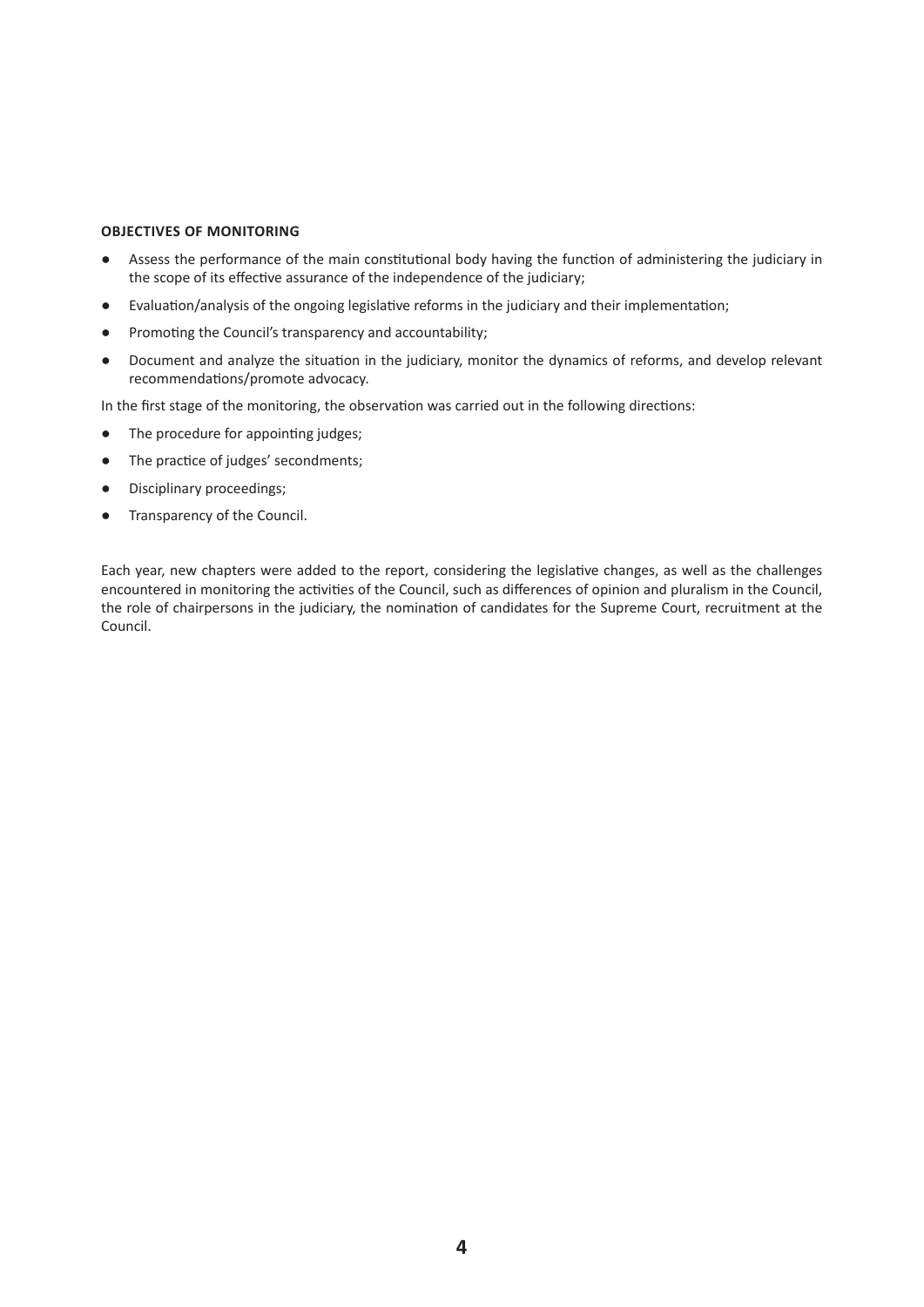## OBJECTIVES OF MONITORING

- Assess the performance of the main constitutional body having the function of administering the judiciary in the scope of its effective assurance of the independence of the judiciary;
- Evaluation/analysis of the ongoing legislative reforms in the judiciary and their implementation;
- Promoting the Council's transparency and accountability;
- Document and analyze the situation in the judiciary, monitor the dynamics of reforms, and develop relevant recommendations/promote advocacy.

In the first stage of the monitoring, the observation was carried out in the following directions:

- The procedure for appointing judges;
- The practice of judges' secondments;
- Disciplinary proceedings;
- Transparency of the Council.

Each year, new chapters were added to the report, considering the legislative changes, as well as the challenges encountered in monitoring the activities of the Council, such as differences of opinion and pluralism in the Council, the role of chairpersons in the judiciary, the nomination of candidates for the Supreme Court, recruitment at the Council.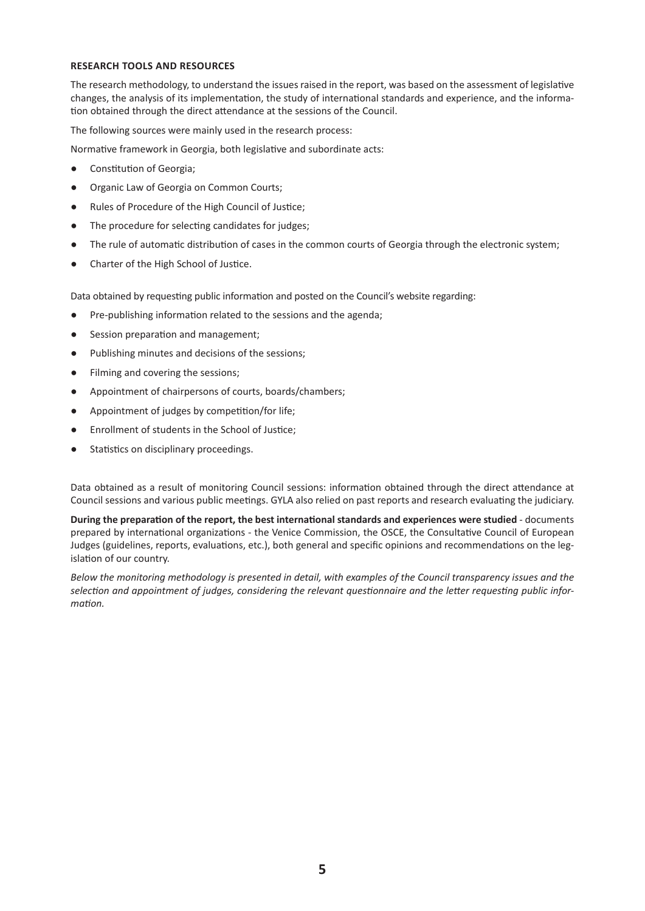### RESEARCH TOOLS AND RESOURCES

The research methodology, to understand the issues raised in the report, was based on the assessment of legislative changes, the analysis of its implementation, the study of international standards and experience, and the information obtained through the direct attendance at the sessions of the Council.

The following sources were mainly used in the research process:

Normative framework in Georgia, both legislative and subordinate acts:

- Constitution of Georgia;
- Organic Law of Georgia on Common Courts;
- Rules of Procedure of the High Council of Justice;
- The procedure for selecting candidates for judges;
- The rule of automatic distribution of cases in the common courts of Georgia through the electronic system;
- Charter of the High School of Justice.

Data obtained by requesting public information and posted on the Council's website regarding:

- Pre-publishing information related to the sessions and the agenda;
- Session preparation and management;
- Publishing minutes and decisions of the sessions;
- Filming and covering the sessions;
- Appointment of chairpersons of courts, boards/chambers;
- Appointment of judges by competition/for life;
- Enrollment of students in the School of Justice;
- Statistics on disciplinary proceedings.

Data obtained as a result of monitoring Council sessions: information obtained through the direct attendance at Council sessions and various public meetings. GYLA also relied on past reports and research evaluating the judiciary.

**During the preparation of the report, the best international standards and experiences were studied** - documents prepared by international organizations - the Venice Commission, the OSCE, the Consultative Council of European Judges (guidelines, reports, evaluations, etc.), both general and specific opinions and recommendations on the legislation of our country.

*Below the monitoring methodology is presented in detail, with examples of the Council transparency issues and the selection and appointment of judges, considering the relevant questionnaire and the letter requesting public information.*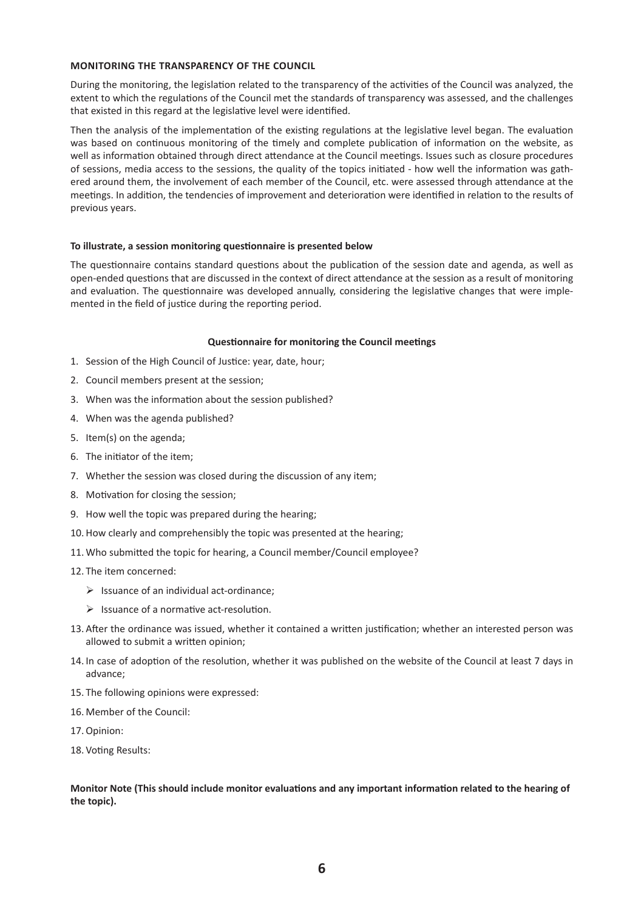## MONITORING THE TRANSPARENCY OF THE COUNCIL

During the monitoring, the legislation related to the transparency of the activities of the Council was analyzed, the extent to which the regulations of the Council met the standards of transparency was assessed, and the challenges that existed in this regard at the legislative level were identified.

Then the analysis of the implementation of the existing regulations at the legislative level began. The evaluation was based on continuous monitoring of the timely and complete publication of information on the website, as well as information obtained through direct attendance at the Council meetings. Issues such as closure procedures of sessions, media access to the sessions, the quality of the topics initiated - how well the information was gathered around them, the involvement of each member of the Council, etc. were assessed through attendance at the meetings. In addition, the tendencies of improvement and deterioration were identified in relation to the results of previous years.

### To illustrate, a session monitoring questionnaire is presented below

The questionnaire contains standard questions about the publication of the session date and agenda, as well as open-ended questions that are discussed in the context of direct attendance at the session as a result of monitoring and evaluation. The questionnaire was developed annually, considering the legislative changes that were implemented in the field of justice during the reporting period.

#### Questionnaire for monitoring the Council meetings

1. Session of the High Council of Justice: year, date, hour;
2. Council members present at the session;
3. When was the information about the session published?
4. When was the agenda published?
5. Item(s) on the agenda;
6. The initiator of the item;
7. Whether the session was closed during the discussion of any item;
8. Motivation for closing the session;
9. How well the topic was prepared during the hearing;
10. How clearly and comprehensibly the topic was presented at the hearing;
11. Who submitted the topic for hearing, a Council member/Council employee?
12. The item concerned:
    - Issuance of an individual act-ordinance;
    - Issuance of a normative act-resolution.
13. After the ordinance was issued, whether it contained a written justification; whether an interested person was allowed to submit a written opinion;
14. In case of adoption of the resolution, whether it was published on the website of the Council at least 7 days in advance;
15. The following opinions were expressed:
16. Member of the Council:
17. Opinion:
18. Voting Results:

**Monitor Note (This should include monitor evaluations and any important information related to the hearing of the topic).**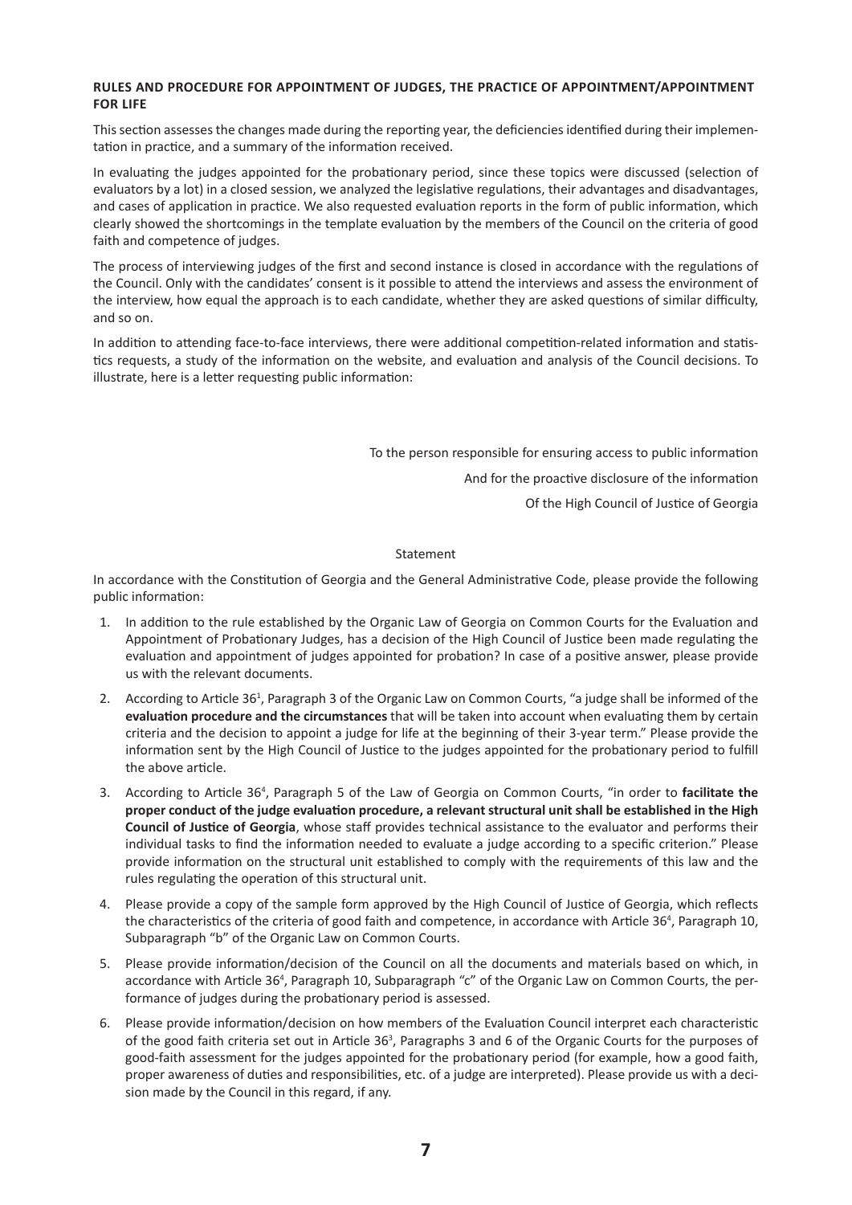**RULES AND PROCEDURE FOR APPOINTMENT OF JUDGES, THE PRACTICE OF APPOINTMENT/APPOINTMENT FOR LIFE**

This section assesses the changes made during the reporting year, the deficiencies identified during their implementation in practice, and a summary of the information received.

In evaluating the judges appointed for the probationary period, since these topics were discussed (selection of evaluators by a lot) in a closed session, we analyzed the legislative regulations, their advantages and disadvantages, and cases of application in practice. We also requested evaluation reports in the form of public information, which clearly showed the shortcomings in the template evaluation by the members of the Council on the criteria of good faith and competence of judges.

The process of interviewing judges of the first and second instance is closed in accordance with the regulations of the Council. Only with the candidates' consent is it possible to attend the interviews and assess the environment of the interview, how equal the approach is to each candidate, whether they are asked questions of similar difficulty, and so on.

In addition to attending face-to-face interviews, there were additional competition-related information and statistics requests, a study of the information on the website, and evaluation and analysis of the Council decisions. To illustrate, here is a letter requesting public information:

To the person responsible for ensuring access to public information

And for the proactive disclosure of the information

Of the High Council of Justice of Georgia

Statement

In accordance with the Constitution of Georgia and the General Administrative Code, please provide the following public information:

1. In addition to the rule established by the Organic Law of Georgia on Common Courts for the Evaluation and Appointment of Probationary Judges, has a decision of the High Council of Justice been made regulating the evaluation and appointment of judges appointed for probation? In case of a positive answer, please provide us with the relevant documents.
2. According to Article 36[1], Paragraph 3 of the Organic Law on Common Courts, "a judge shall be informed of the **evaluation procedure and the circumstances** that will be taken into account when evaluating them by certain criteria and the decision to appoint a judge for life at the beginning of their 3-year term." Please provide the information sent by the High Council of Justice to the judges appointed for the probationary period to fulfill the above article.
3. According to Article 36[4], Paragraph 5 of the Law of Georgia on Common Courts, "in order to **facilitate the proper conduct of the judge evaluation procedure, a relevant structural unit shall be established in the High Council of Justice of Georgia**, whose staff provides technical assistance to the evaluator and performs their individual tasks to find the information needed to evaluate a judge according to a specific criterion." Please provide information on the structural unit established to comply with the requirements of this law and the rules regulating the operation of this structural unit.
4. Please provide a copy of the sample form approved by the High Council of Justice of Georgia, which reflects the characteristics of the criteria of good faith and competence, in accordance with Article 36[4], Paragraph 10, Subparagraph "b" of the Organic Law on Common Courts.
5. Please provide information/decision of the Council on all the documents and materials based on which, in accordance with Article 36[4], Paragraph 10, Subparagraph "c" of the Organic Law on Common Courts, the performance of judges during the probationary period is assessed.
6. Please provide information/decision on how members of the Evaluation Council interpret each characteristic of the good faith criteria set out in Article 36[3], Paragraphs 3 and 6 of the Organic Courts for the purposes of good-faith assessment for the judges appointed for the probationary period (for example, how a good faith, proper awareness of duties and responsibilities, etc. of a judge are interpreted). Please provide us with a decision made by the Council in this regard, if any.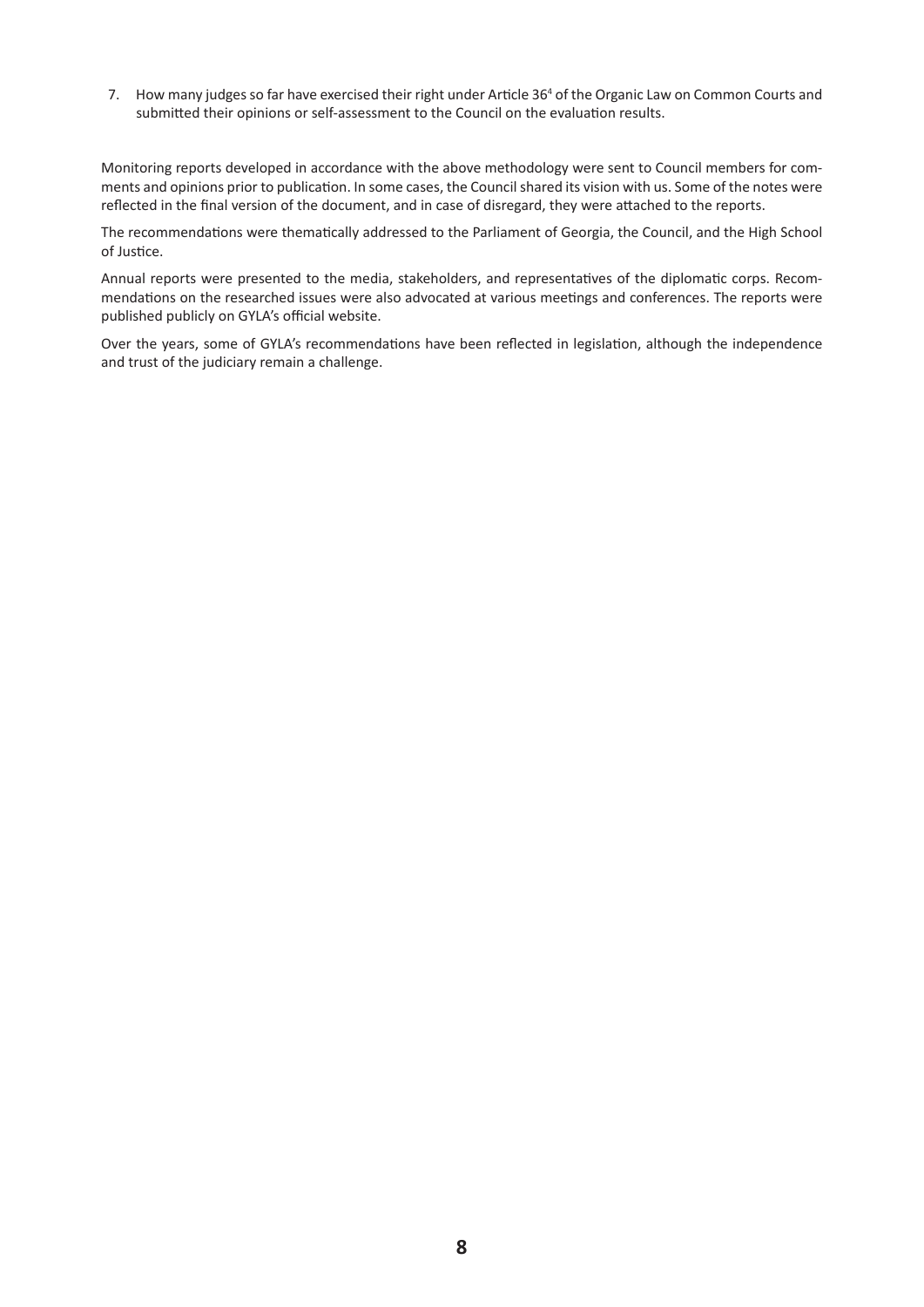7. How many judges so far have exercised their right under Article 36[4] of the Organic Law on Common Courts and submitted their opinions or self-assessment to the Council on the evaluation results.

Monitoring reports developed in accordance with the above methodology were sent to Council members for comments and opinions prior to publication. In some cases, the Council shared its vision with us. Some of the notes were reflected in the final version of the document, and in case of disregard, they were attached to the reports.

The recommendations were thematically addressed to the Parliament of Georgia, the Council, and the High School of Justice.

Annual reports were presented to the media, stakeholders, and representatives of the diplomatic corps. Recommendations on the researched issues were also advocated at various meetings and conferences. The reports were published publicly on GYLA's official website.

Over the years, some of GYLA's recommendations have been reflected in legislation, although the independence and trust of the judiciary remain a challenge.